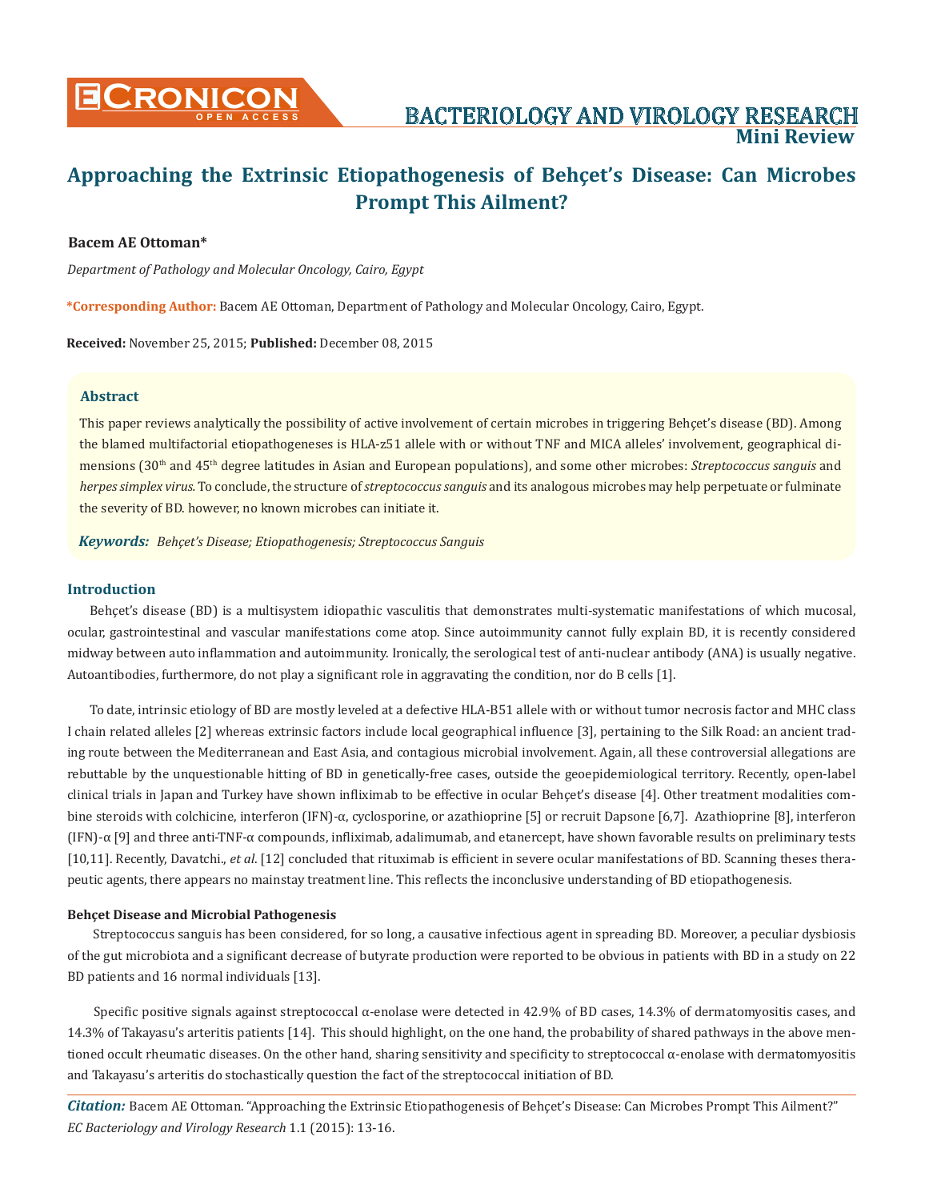# Approaching the Extrinsic Etiopathogenesis of Behçet's Disease: Can Microbes Prompt This Ailment?

**Bacem AE Ottoman***

*Department of Pathology and Molecular Oncology, Cairo, Egypt*

**\*Corresponding Author:** Bacem AE Ottoman, Department of Pathology and Molecular Oncology, Cairo, Egypt.

**Received:** November 25, 2015; **Published:** December 08, 2015

## Abstract

This paper reviews analytically the possibility of active involvement of certain microbes in triggering Behçet's disease (BD). Among the blamed multifactorial etiopathogeneses is HLA-z51 allele with or without TNF and MICA alleles' involvement, geographical dimensions (30th and 45th degree latitudes in Asian and European populations), and some other microbes: *Streptococcus sanguis* and *herpes simplex virus*. To conclude, the structure of *streptococcus sanguis* and its analogous microbes may help perpetuate or fulminate the severity of BD. however, no known microbes can initiate it.

***Keywords:*** *Behçet's Disease; Etiopathogenesis; Streptococcus Sanguis*

## Introduction

Behçet's disease (BD) is a multisystem idiopathic vasculitis that demonstrates multi-systematic manifestations of which mucosal, ocular, gastrointestinal and vascular manifestations come atop. Since autoimmunity cannot fully explain BD, it is recently considered midway between auto inflammation and autoimmunity. Ironically, the serological test of anti-nuclear antibody (ANA) is usually negative. Autoantibodies, furthermore, do not play a significant role in aggravating the condition, nor do B cells [1].

To date, intrinsic etiology of BD are mostly leveled at a defective HLA-B51 allele with or without tumor necrosis factor and MHC class I chain related alleles [2] whereas extrinsic factors include local geographical influence [3], pertaining to the Silk Road: an ancient trading route between the Mediterranean and East Asia, and contagious microbial involvement. Again, all these controversial allegations are rebuttable by the unquestionable hitting of BD in genetically-free cases, outside the geoepidemiological territory. Recently, open-label clinical trials in Japan and Turkey have shown infliximab to be effective in ocular Behçet's disease [4]. Other treatment modalities combine steroids with colchicine, interferon (IFN)-α, cyclosporine, or azathioprine [5] or recruit Dapsone [6,7]. Azathioprine [8], interferon (IFN)-α [9] and three anti-TNF-α compounds, infliximab, adalimumab, and etanercept, have shown favorable results on preliminary tests [10,11]. Recently, Davatchi., *et al*. [12] concluded that rituximab is efficient in severe ocular manifestations of BD. Scanning theses therapeutic agents, there appears no mainstay treatment line. This reflects the inconclusive understanding of BD etiopathogenesis.

### Behçet Disease and Microbial Pathogenesis

Streptococcus sanguis has been considered, for so long, a causative infectious agent in spreading BD. Moreover, a peculiar dysbiosis of the gut microbiota and a significant decrease of butyrate production were reported to be obvious in patients with BD in a study on 22 BD patients and 16 normal individuals [13].

Specific positive signals against streptococcal α-enolase were detected in 42.9% of BD cases, 14.3% of dermatomyositis cases, and 14.3% of Takayasu's arteritis patients [14]. This should highlight, on the one hand, the probability of shared pathways in the above mentioned occult rheumatic diseases. On the other hand, sharing sensitivity and specificity to streptococcal α-enolase with dermatomyositis and Takayasu's arteritis do stochastically question the fact of the streptococcal initiation of BD.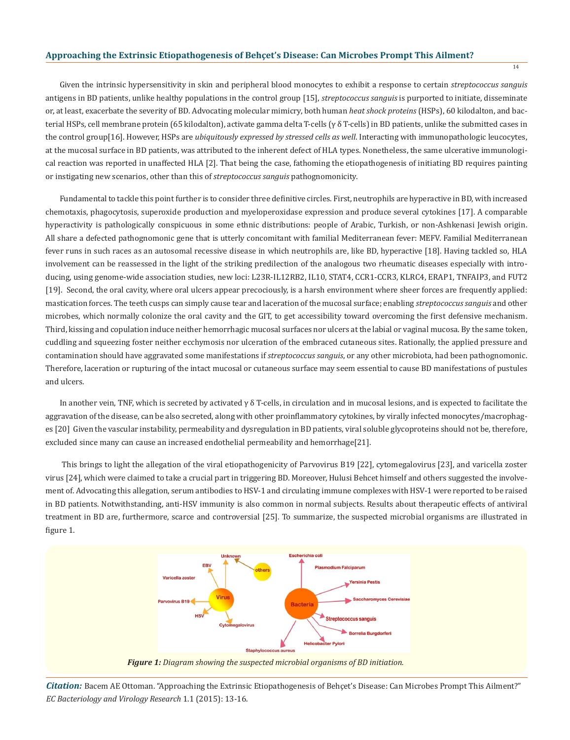Given the intrinsic hypersensitivity in skin and peripheral blood monocytes to exhibit a response to certain *streptococcus sanguis* antigens in BD patients, unlike healthy populations in the control group [15], *streptococcus sanguis* is purported to initiate, disseminate or, at least, exacerbate the severity of BD. Advocating molecular mimicry, both human *heat shock proteins* (HSPs), 60 kilodalton, and bacterial HSPs, cell membrane protein (65 kilodalton), activate gamma delta T-cells (γ δ T-cells) in BD patients, unlike the submitted cases in the control group[16]. However, HSPs are *ubiquitously expressed by stressed cells as well*. Interacting with immunopathologic leucocytes, at the mucosal surface in BD patients, was attributed to the inherent defect of HLA types. Nonetheless, the same ulcerative immunological reaction was reported in unaffected HLA [2]. That being the case, fathoming the etiopathogenesis of initiating BD requires painting or instigating new scenarios, other than this of *streptococcus sanguis* pathognomonicity.

Fundamental to tackle this point further is to consider three definitive circles. First, neutrophils are hyperactive in BD, with increased chemotaxis, phagocytosis, superoxide production and myeloperoxidase expression and produce several cytokines [17]. A comparable hyperactivity is pathologically conspicuous in some ethnic distributions: people of Arabic, Turkish, or non-Ashkenasi Jewish origin. All share a defected pathognomonic gene that is utterly concomitant with familial Mediterranean fever: MEFV. Familial Mediterranean fever runs in such races as an autosomal recessive disease in which neutrophils are, like BD, hyperactive [18]. Having tackled so, HLA involvement can be reassessed in the light of the striking predilection of the analogous two rheumatic diseases especially with introducing, using genome-wide association studies, new loci: L23R-IL12RB2, IL10, STAT4, CCR1-CCR3, KLRC4, ERAP1, TNFAIP3, and FUT2 [19]. Second, the oral cavity, where oral ulcers appear precociously, is a harsh environment where sheer forces are frequently applied: mastication forces. The teeth cusps can simply cause tear and laceration of the mucosal surface; enabling *streptococcus sanguis* and other microbes, which normally colonize the oral cavity and the GIT, to get accessibility toward overcoming the first defensive mechanism. Third, kissing and copulation induce neither hemorrhagic mucosal surfaces nor ulcers at the labial or vaginal mucosa. By the same token, cuddling and squeezing foster neither ecchymosis nor ulceration of the embraced cutaneous sites. Rationally, the applied pressure and contamination should have aggravated some manifestations if *streptococcus sanguis*, or any other microbiota, had been pathognomonic. Therefore, laceration or rupturing of the intact mucosal or cutaneous surface may seem essential to cause BD manifestations of pustules and ulcers.

In another vein, TNF, which is secreted by activated γ δ T-cells, in circulation and in mucosal lesions, and is expected to facilitate the aggravation of the disease, can be also secreted, along with other proinflammatory cytokines, by virally infected monocytes/macrophages [20] Given the vascular instability, permeability and dysregulation in BD patients, viral soluble glycoproteins should not be, therefore, excluded since many can cause an increased endothelial permeability and hemorrhage[21].

This brings to light the allegation of the viral etiopathogenicity of Parvovirus B19 [22], cytomegalovirus [23], and varicella zoster virus [24], which were claimed to take a crucial part in triggering BD. Moreover, Hulusi Behcet himself and others suggested the involvement of. Advocating this allegation, serum antibodies to HSV-1 and circulating immune complexes with HSV-1 were reported to be raised in BD patients. Notwithstanding, anti-HSV immunity is also common in normal subjects. Results about therapeutic effects of antiviral treatment in BD are, furthermore, scarce and controversial [25]. To summarize, the suspected microbial organisms are illustrated in figure 1.

***Figure 1:*** *Diagram showing the suspected microbial organisms of BD initiation.*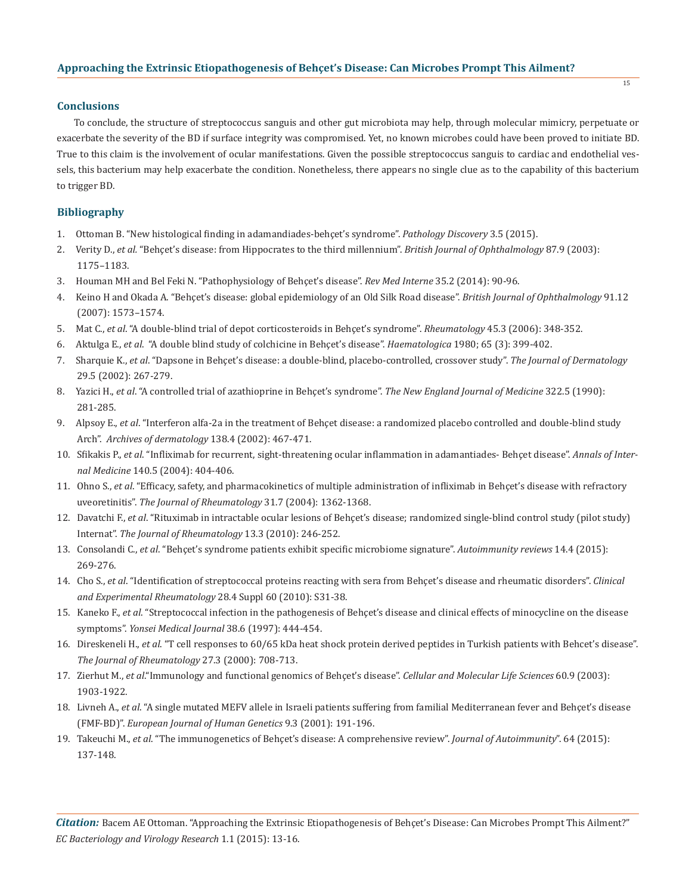## Conclusions

To conclude, the structure of streptococcus sanguis and other gut microbiota may help, through molecular mimicry, perpetuate or exacerbate the severity of the BD if surface integrity was compromised. Yet, no known microbes could have been proved to initiate BD. True to this claim is the involvement of ocular manifestations. Given the possible streptococcus sanguis to cardiac and endothelial vessels, this bacterium may help exacerbate the condition. Nonetheless, there appears no single clue as to the capability of this bacterium to trigger BD.

## Bibliography

1. Ottoman B. "New histological finding in adamandiades-behçet's syndrome". *Pathology Discovery* 3.5 (2015).
2. Verity D., *et al.* "Behçet's disease: from Hippocrates to the third millennium". *British Journal of Ophthalmology* 87.9 (2003): 1175–1183.
3. Houman MH and Bel Feki N. "Pathophysiology of Behçet's disease". *Rev Med Interne* 35.2 (2014): 90-96.
4. Keino H and Okada A. "Behçet's disease: global epidemiology of an Old Silk Road disease". *British Journal of Ophthalmology* 91.12 (2007): 1573–1574.
5. Mat C., *et al*. "A double-blind trial of depot corticosteroids in Behçet's syndrome". *Rheumatology* 45.3 (2006): 348-352.
6. Aktulga E., *et al*. "A double blind study of colchicine in Behçet's disease". *Haematologica* 1980; 65 (3): 399-402.
7. Sharquie K., *et al*. "Dapsone in Behçet's disease: a double-blind, placebo-controlled, crossover study". *The Journal of Dermatology* 29.5 (2002): 267-279.
8. Yazici H., *et al*. "A controlled trial of azathioprine in Behçet's syndrome". *The New England Journal of Medicine* 322.5 (1990): 281-285.
9. Alpsoy E., *et al*. "Interferon alfa-2a in the treatment of Behçet disease: a randomized placebo controlled and double-blind study Arch". *Archives of dermatology* 138.4 (2002): 467-471.
10. Sfikakis P., *et al*. "Infliximab for recurrent, sight-threatening ocular inflammation in adamantiades- Behçet disease". *Annals of Internal Medicine* 140.5 (2004): 404-406.
11. Ohno S., *et al*. "Efficacy, safety, and pharmacokinetics of multiple administration of infliximab in Behçet's disease with refractory uveoretinitis". *The Journal of Rheumatology* 31.7 (2004): 1362-1368.
12. Davatchi F., *et al*. "Rituximab in intractable ocular lesions of Behçet's disease; randomized single-blind control study (pilot study) Internat". *The Journal of Rheumatology* 13.3 (2010): 246-252.
13. Consolandi C., *et al*. "Behçet's syndrome patients exhibit specific microbiome signature". *Autoimmunity reviews* 14.4 (2015): 269-276.
14. Cho S., *et al*. "Identification of streptococcal proteins reacting with sera from Behçet's disease and rheumatic disorders". *Clinical and Experimental Rheumatology* 28.4 Suppl 60 (2010): S31-38.
15. Kaneko F., *et al*. "Streptococcal infection in the pathogenesis of Behçet's disease and clinical effects of minocycline on the disease symptoms". *Yonsei Medical Journal* 38.6 (1997): 444-454.
16. Direskeneli H., *et al*. "T cell responses to 60/65 kDa heat shock protein derived peptides in Turkish patients with Behcet's disease". *The Journal of Rheumatology* 27.3 (2000): 708-713.
17. Zierhut M., *et al*."Immunology and functional genomics of Behçet's disease". *Cellular and Molecular Life Sciences* 60.9 (2003): 1903-1922.
18. Livneh A., *et al*. "A single mutated MEFV allele in Israeli patients suffering from familial Mediterranean fever and Behçet's disease (FMF-BD)". *European Journal of Human Genetics* 9.3 (2001): 191-196.
19. Takeuchi M., *et al*. "The immunogenetics of Behçet's disease: A comprehensive review". *Journal of Autoimmunity*". 64 (2015): 137-148.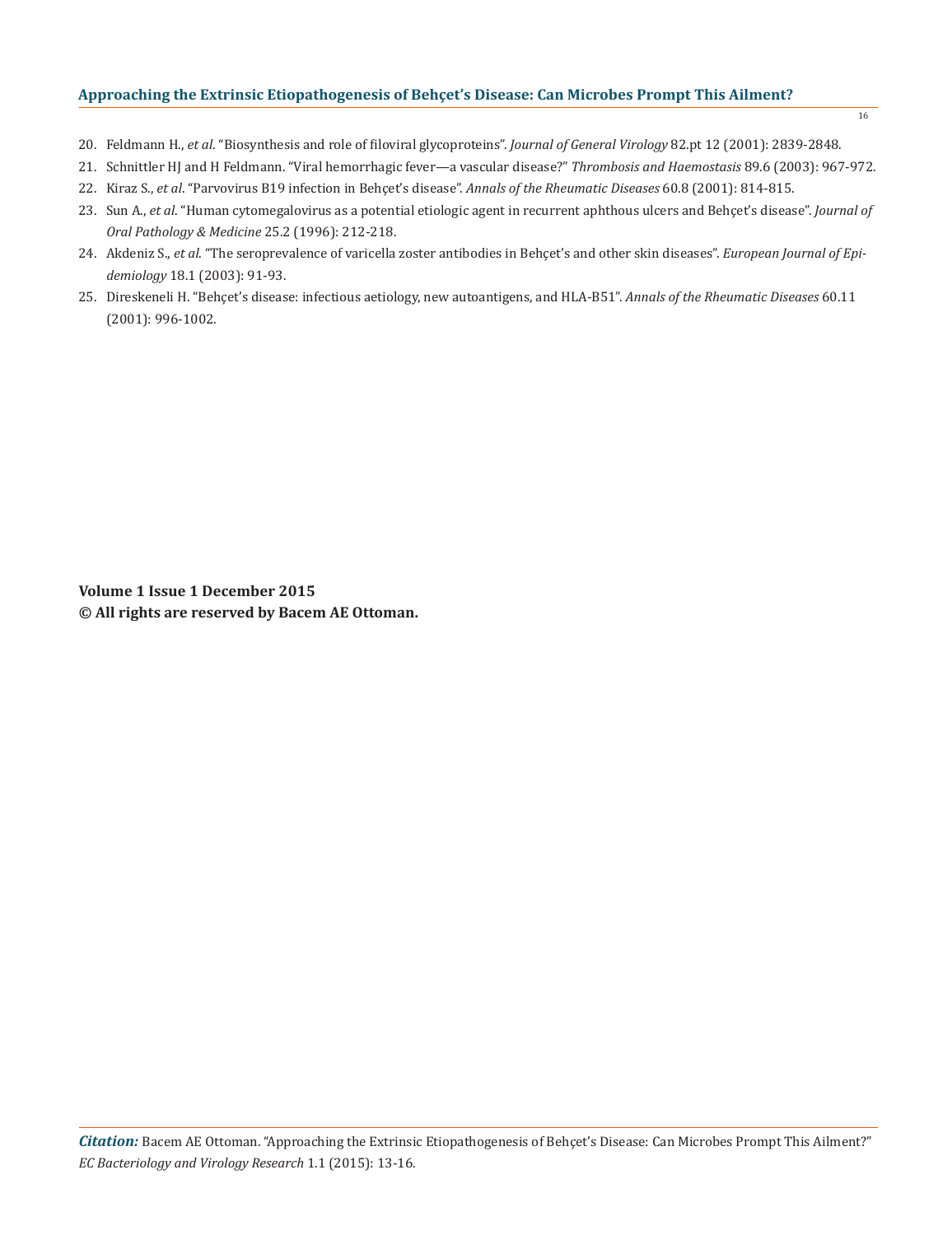20. Feldmann H., *et al*. "Biosynthesis and role of filoviral glycoproteins". *Journal of General Virology* 82.pt 12 (2001): 2839-2848.
21. Schnittler HJ and H Feldmann. "Viral hemorrhagic fever—a vascular disease?" *Thrombosis and Haemostasis* 89.6 (2003): 967-972.
22. Kiraz S., *et al*. "Parvovirus B19 infection in Behçet's disease". *Annals of the Rheumatic Diseases* 60.8 (2001): 814-815.
23. Sun A., *et al*. "Human cytomegalovirus as a potential etiologic agent in recurrent aphthous ulcers and Behçet's disease". *Journal of Oral Pathology & Medicine* 25.2 (1996): 212-218.
24. Akdeniz S., *et al*. "The seroprevalence of varicella zoster antibodies in Behçet's and other skin diseases". *European Journal of Epidemiology* 18.1 (2003): 91-93.
25. Direskeneli H. "Behçet's disease: infectious aetiology, new autoantigens, and HLA-B51". *Annals of the Rheumatic Diseases* 60.11 (2001): 996-1002.

**Volume 1 Issue 1 December 2015**
**© All rights are reserved by Bacem AE Ottoman.**